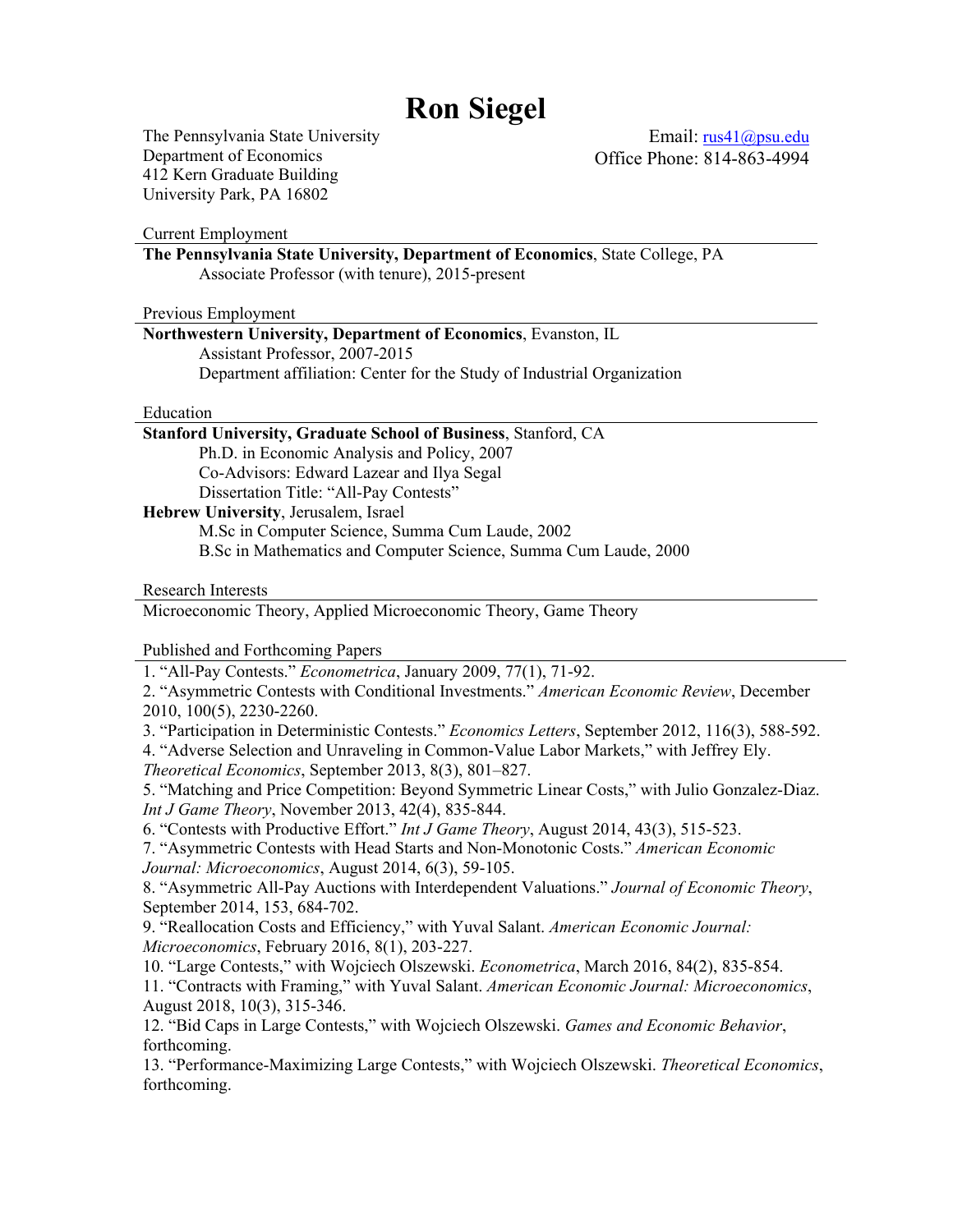# Ron Siegel

The Pennsylvania State University
Department of Economics
412 Kern Graduate Building
University Park, PA 16802

Email: rus41@psu.edu
Office Phone: 814-863-4994

## Current Employment

**The Pennsylvania State University, Department of Economics**, State College, PA
Associate Professor (with tenure), 2015-present

## Previous Employment

**Northwestern University, Department of Economics**, Evanston, IL
Assistant Professor, 2007-2015
Department affiliation: Center for the Study of Industrial Organization

## Education

**Stanford University, Graduate School of Business**, Stanford, CA
Ph.D. in Economic Analysis and Policy, 2007
Co-Advisors: Edward Lazear and Ilya Segal
Dissertation Title: "All-Pay Contests"

**Hebrew University**, Jerusalem, Israel
M.Sc in Computer Science, Summa Cum Laude, 2002
B.Sc in Mathematics and Computer Science, Summa Cum Laude, 2000

## Research Interests

Microeconomic Theory, Applied Microeconomic Theory, Game Theory

## Published and Forthcoming Papers

1. "All-Pay Contests." *Econometrica*, January 2009, 77(1), 71-92.
2. "Asymmetric Contests with Conditional Investments." *American Economic Review*, December 2010, 100(5), 2230-2260.
3. "Participation in Deterministic Contests." *Economics Letters*, September 2012, 116(3), 588-592.
4. "Adverse Selection and Unraveling in Common-Value Labor Markets," with Jeffrey Ely. *Theoretical Economics*, September 2013, 8(3), 801–827.
5. "Matching and Price Competition: Beyond Symmetric Linear Costs," with Julio Gonzalez-Diaz. *Int J Game Theory*, November 2013, 42(4), 835-844.
6. "Contests with Productive Effort." *Int J Game Theory*, August 2014, 43(3), 515-523.
7. "Asymmetric Contests with Head Starts and Non-Monotonic Costs." *American Economic Journal: Microeconomics*, August 2014, 6(3), 59-105.
8. "Asymmetric All-Pay Auctions with Interdependent Valuations." *Journal of Economic Theory*, September 2014, 153, 684-702.
9. "Reallocation Costs and Efficiency," with Yuval Salant. *American Economic Journal: Microeconomics*, February 2016, 8(1), 203-227.
10. "Large Contests," with Wojciech Olszewski. *Econometrica*, March 2016, 84(2), 835-854.
11. "Contracts with Framing," with Yuval Salant. *American Economic Journal: Microeconomics*, August 2018, 10(3), 315-346.
12. "Bid Caps in Large Contests," with Wojciech Olszewski. *Games and Economic Behavior*, forthcoming.
13. "Performance-Maximizing Large Contests," with Wojciech Olszewski. *Theoretical Economics*, forthcoming.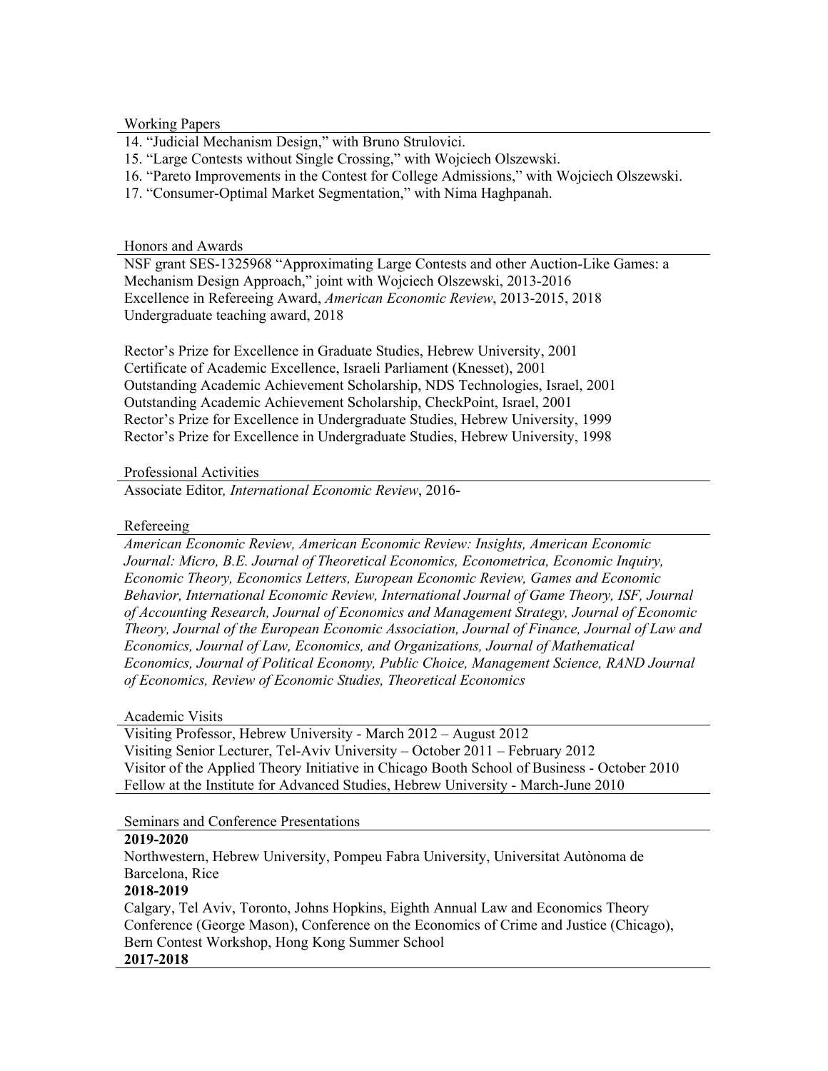## Working Papers

14. "Judicial Mechanism Design," with Bruno Strulovici.
15. "Large Contests without Single Crossing," with Wojciech Olszewski.
16. "Pareto Improvements in the Contest for College Admissions," with Wojciech Olszewski.
17. "Consumer-Optimal Market Segmentation," with Nima Haghpanah.

## Honors and Awards

NSF grant SES-1325968 "Approximating Large Contests and other Auction-Like Games: a Mechanism Design Approach," joint with Wojciech Olszewski, 2013-2016
Excellence in Refereeing Award, *American Economic Review*, 2013-2015, 2018
Undergraduate teaching award, 2018

Rector's Prize for Excellence in Graduate Studies, Hebrew University, 2001
Certificate of Academic Excellence, Israeli Parliament (Knesset), 2001
Outstanding Academic Achievement Scholarship, NDS Technologies, Israel, 2001
Outstanding Academic Achievement Scholarship, CheckPoint, Israel, 2001
Rector's Prize for Excellence in Undergraduate Studies, Hebrew University, 1999
Rector's Prize for Excellence in Undergraduate Studies, Hebrew University, 1998

## Professional Activities

Associate Editor, *International Economic Review*, 2016-

## Refereeing

*American Economic Review, American Economic Review: Insights, American Economic Journal: Micro, B.E. Journal of Theoretical Economics, Econometrica, Economic Inquiry, Economic Theory, Economics Letters, European Economic Review, Games and Economic Behavior, International Economic Review, International Journal of Game Theory, ISF, Journal of Accounting Research, Journal of Economics and Management Strategy, Journal of Economic Theory, Journal of the European Economic Association, Journal of Finance, Journal of Law and Economics, Journal of Law, Economics, and Organizations, Journal of Mathematical Economics, Journal of Political Economy, Public Choice, Management Science, RAND Journal of Economics, Review of Economic Studies, Theoretical Economics*

## Academic Visits

Visiting Professor, Hebrew University - March 2012 – August 2012
Visiting Senior Lecturer, Tel-Aviv University – October 2011 – February 2012
Visitor of the Applied Theory Initiative in Chicago Booth School of Business - October 2010
Fellow at the Institute for Advanced Studies, Hebrew University - March-June 2010

## Seminars and Conference Presentations

**2019-2020**

Northwestern, Hebrew University, Pompeu Fabra University, Universitat Autònoma de Barcelona, Rice

**2018-2019**

Calgary, Tel Aviv, Toronto, Johns Hopkins, Eighth Annual Law and Economics Theory Conference (George Mason), Conference on the Economics of Crime and Justice (Chicago), Bern Contest Workshop, Hong Kong Summer School

**2017-2018**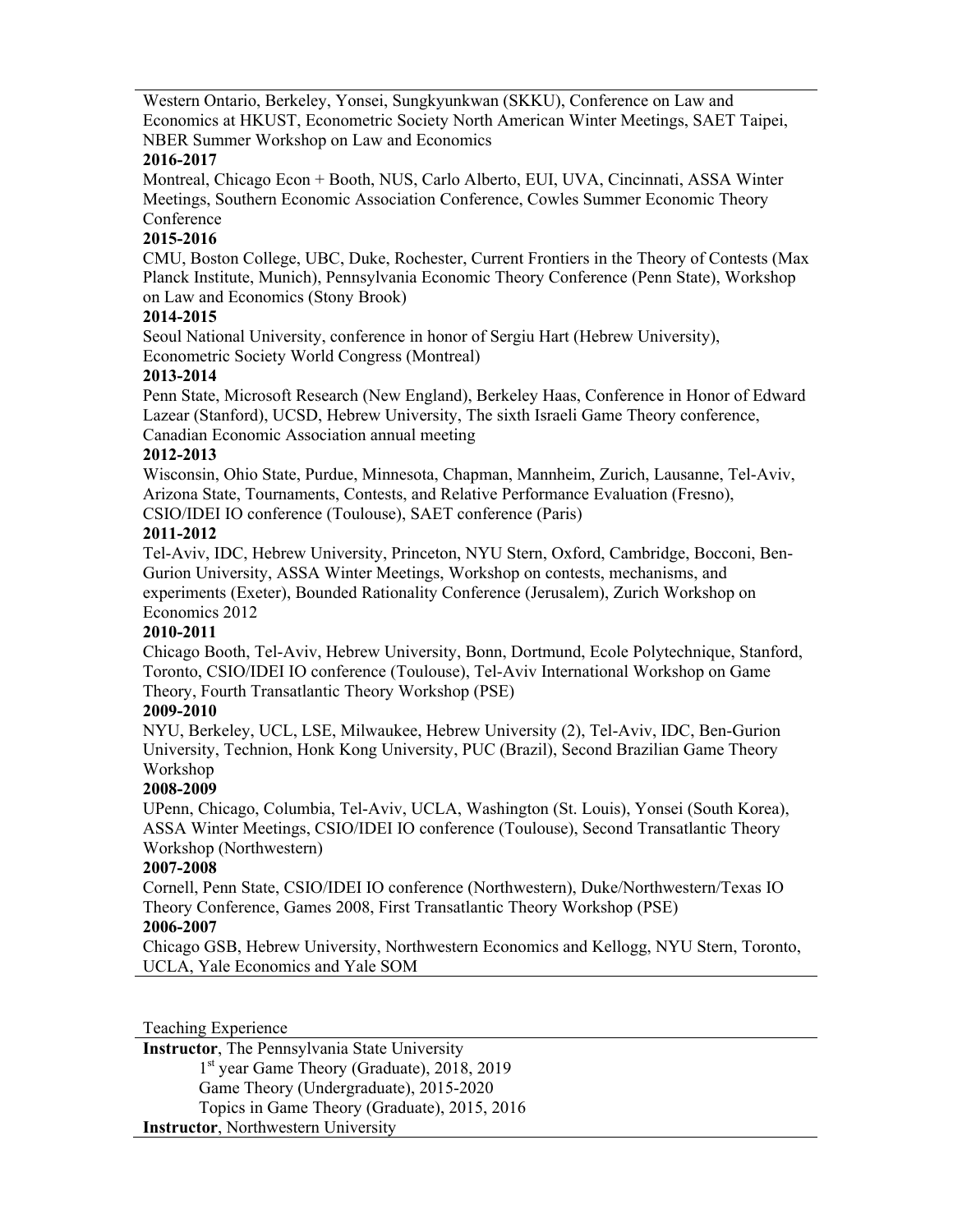Western Ontario, Berkeley, Yonsei, Sungkyunkwan (SKKU), Conference on Law and Economics at HKUST, Econometric Society North American Winter Meetings, SAET Taipei, NBER Summer Workshop on Law and Economics

**2016-2017**

Montreal, Chicago Econ + Booth, NUS, Carlo Alberto, EUI, UVA, Cincinnati, ASSA Winter Meetings, Southern Economic Association Conference, Cowles Summer Economic Theory Conference

**2015-2016**

CMU, Boston College, UBC, Duke, Rochester, Current Frontiers in the Theory of Contests (Max Planck Institute, Munich), Pennsylvania Economic Theory Conference (Penn State), Workshop on Law and Economics (Stony Brook)

**2014-2015**

Seoul National University, conference in honor of Sergiu Hart (Hebrew University), Econometric Society World Congress (Montreal)

**2013-2014**

Penn State, Microsoft Research (New England), Berkeley Haas, Conference in Honor of Edward Lazear (Stanford), UCSD, Hebrew University, The sixth Israeli Game Theory conference, Canadian Economic Association annual meeting

**2012-2013**

Wisconsin, Ohio State, Purdue, Minnesota, Chapman, Mannheim, Zurich, Lausanne, Tel-Aviv, Arizona State, Tournaments, Contests, and Relative Performance Evaluation (Fresno), CSIO/IDEI IO conference (Toulouse), SAET conference (Paris)

**2011-2012**

Tel-Aviv, IDC, Hebrew University, Princeton, NYU Stern, Oxford, Cambridge, Bocconi, Ben-Gurion University, ASSA Winter Meetings, Workshop on contests, mechanisms, and experiments (Exeter), Bounded Rationality Conference (Jerusalem), Zurich Workshop on Economics 2012

**2010-2011**

Chicago Booth, Tel-Aviv, Hebrew University, Bonn, Dortmund, Ecole Polytechnique, Stanford, Toronto, CSIO/IDEI IO conference (Toulouse), Tel-Aviv International Workshop on Game Theory, Fourth Transatlantic Theory Workshop (PSE)

**2009-2010**

NYU, Berkeley, UCL, LSE, Milwaukee, Hebrew University (2), Tel-Aviv, IDC, Ben-Gurion University, Technion, Honk Kong University, PUC (Brazil), Second Brazilian Game Theory Workshop

**2008-2009**

UPenn, Chicago, Columbia, Tel-Aviv, UCLA, Washington (St. Louis), Yonsei (South Korea), ASSA Winter Meetings, CSIO/IDEI IO conference (Toulouse), Second Transatlantic Theory Workshop (Northwestern)

**2007-2008**

Cornell, Penn State, CSIO/IDEI IO conference (Northwestern), Duke/Northwestern/Texas IO Theory Conference, Games 2008, First Transatlantic Theory Workshop (PSE)

**2006-2007**

Chicago GSB, Hebrew University, Northwestern Economics and Kellogg, NYU Stern, Toronto, UCLA, Yale Economics and Yale SOM

## Teaching Experience

**Instructor**, The Pennsylvania State University

- 1st year Game Theory (Graduate), 2018, 2019
- Game Theory (Undergraduate), 2015-2020
- Topics in Game Theory (Graduate), 2015, 2016

**Instructor**, Northwestern University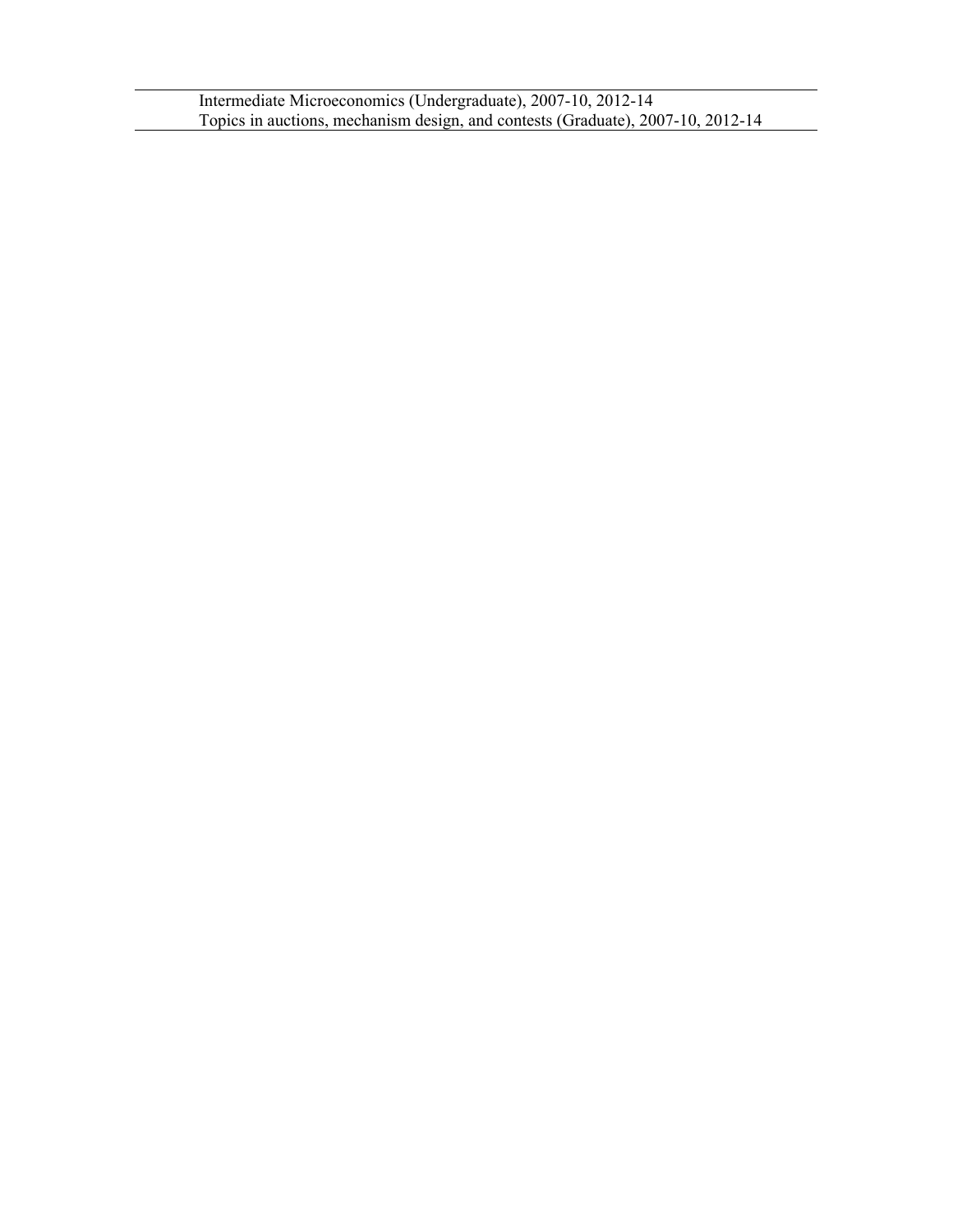Intermediate Microeconomics (Undergraduate), 2007-10, 2012-14

Topics in auctions, mechanism design, and contests (Graduate), 2007-10, 2012-14